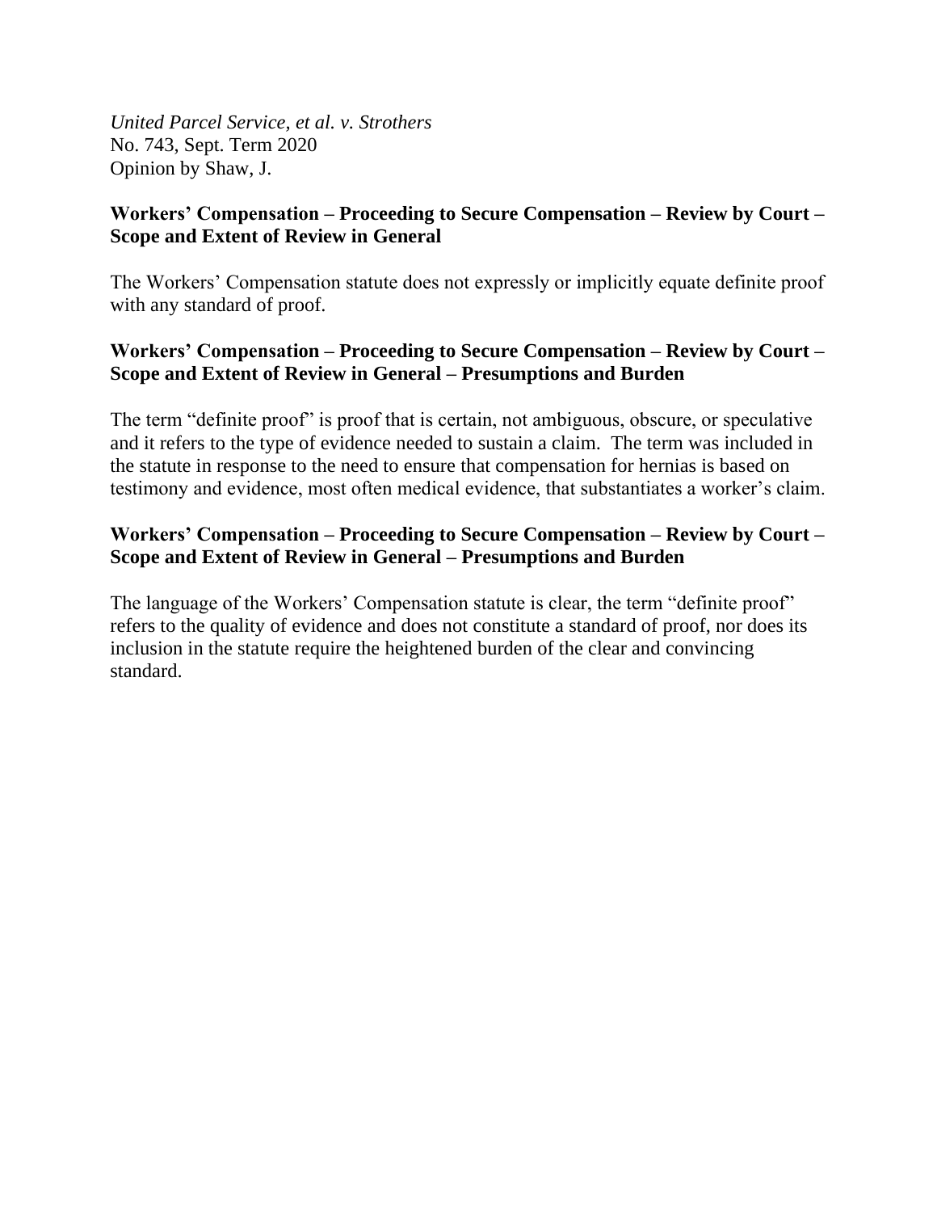*United Parcel Service, et al. v. Strothers*
No. 743, Sept. Term 2020
Opinion by Shaw, J.

**Workers' Compensation – Proceeding to Secure Compensation – Review by Court – Scope and Extent of Review in General**

The Workers' Compensation statute does not expressly or implicitly equate definite proof with any standard of proof.

**Workers' Compensation – Proceeding to Secure Compensation – Review by Court – Scope and Extent of Review in General – Presumptions and Burden**

The term "definite proof" is proof that is certain, not ambiguous, obscure, or speculative and it refers to the type of evidence needed to sustain a claim. The term was included in the statute in response to the need to ensure that compensation for hernias is based on testimony and evidence, most often medical evidence, that substantiates a worker's claim.

**Workers' Compensation – Proceeding to Secure Compensation – Review by Court – Scope and Extent of Review in General – Presumptions and Burden**

The language of the Workers' Compensation statute is clear, the term "definite proof" refers to the quality of evidence and does not constitute a standard of proof, nor does its inclusion in the statute require the heightened burden of the clear and convincing standard.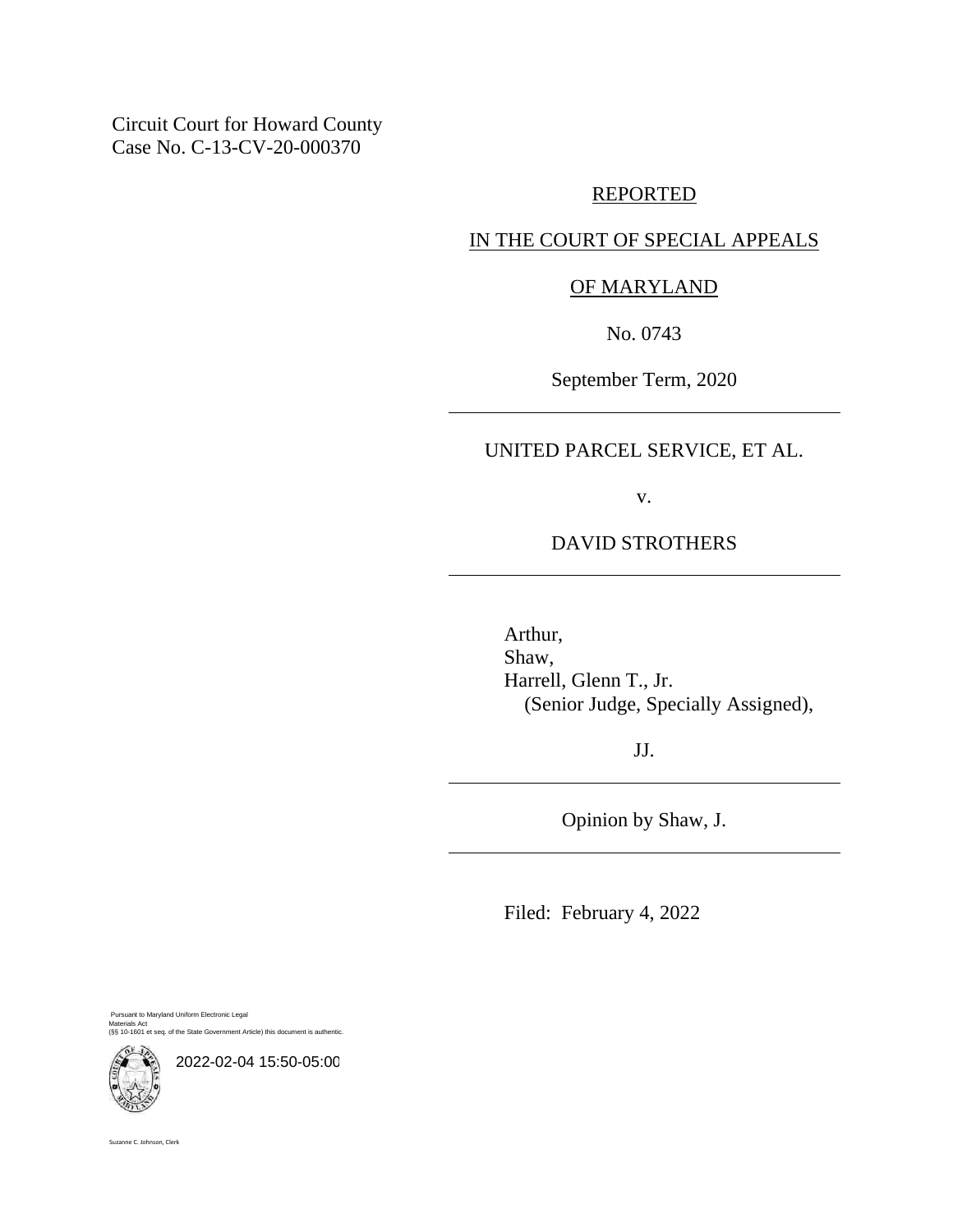Circuit Court for Howard County
Case No. C-13-CV-20-000370

REPORTED

IN THE COURT OF SPECIAL APPEALS

OF MARYLAND

No. 0743

September Term, 2020

---

UNITED PARCEL SERVICE, ET AL.

v.

DAVID STROTHERS

---

Arthur,
Shaw,
Harrell, Glenn T., Jr.
(Senior Judge, Specially Assigned),

JJ.

---

Opinion by Shaw, J.

---

Filed: February 4, 2022

Pursuant to Maryland Uniform Electronic Legal Materials Act
(§§ 10-1601 et seq. of the State Government Article) this document is authentic.

2022-02-04 15:50-05:00

Suzanne C. Johnson, Clerk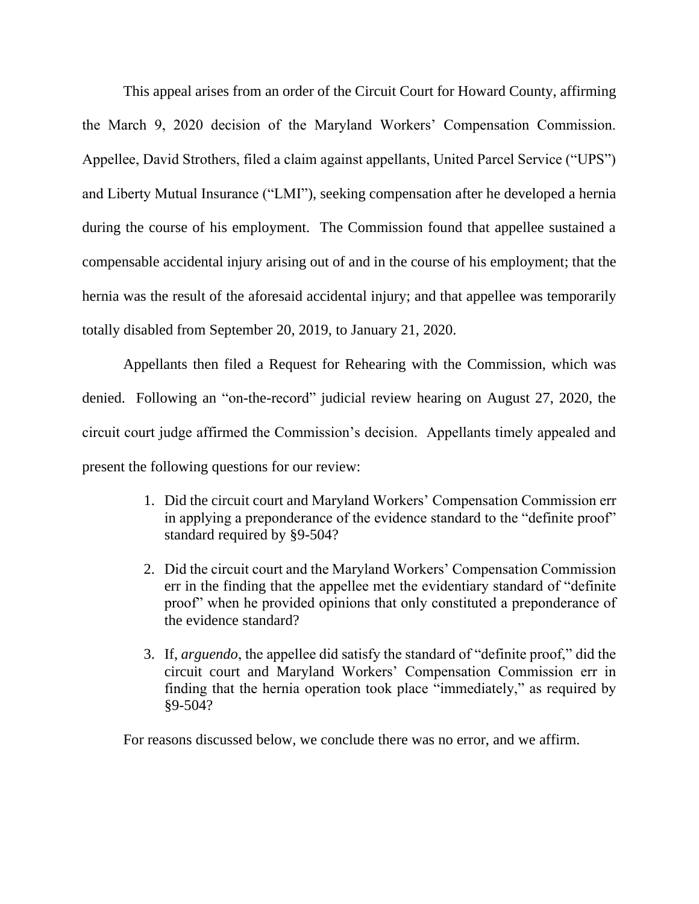This appeal arises from an order of the Circuit Court for Howard County, affirming the March 9, 2020 decision of the Maryland Workers' Compensation Commission. Appellee, David Strothers, filed a claim against appellants, United Parcel Service ("UPS") and Liberty Mutual Insurance ("LMI"), seeking compensation after he developed a hernia during the course of his employment. The Commission found that appellee sustained a compensable accidental injury arising out of and in the course of his employment; that the hernia was the result of the aforesaid accidental injury; and that appellee was temporarily totally disabled from September 20, 2019, to January 21, 2020.

Appellants then filed a Request for Rehearing with the Commission, which was denied. Following an "on-the-record" judicial review hearing on August 27, 2020, the circuit court judge affirmed the Commission's decision. Appellants timely appealed and present the following questions for our review:

1. Did the circuit court and Maryland Workers' Compensation Commission err in applying a preponderance of the evidence standard to the "definite proof" standard required by §9-504?

2. Did the circuit court and the Maryland Workers' Compensation Commission err in the finding that the appellee met the evidentiary standard of "definite proof" when he provided opinions that only constituted a preponderance of the evidence standard?

3. If, *arguendo*, the appellee did satisfy the standard of "definite proof," did the circuit court and Maryland Workers' Compensation Commission err in finding that the hernia operation took place "immediately," as required by §9-504?

For reasons discussed below, we conclude there was no error, and we affirm.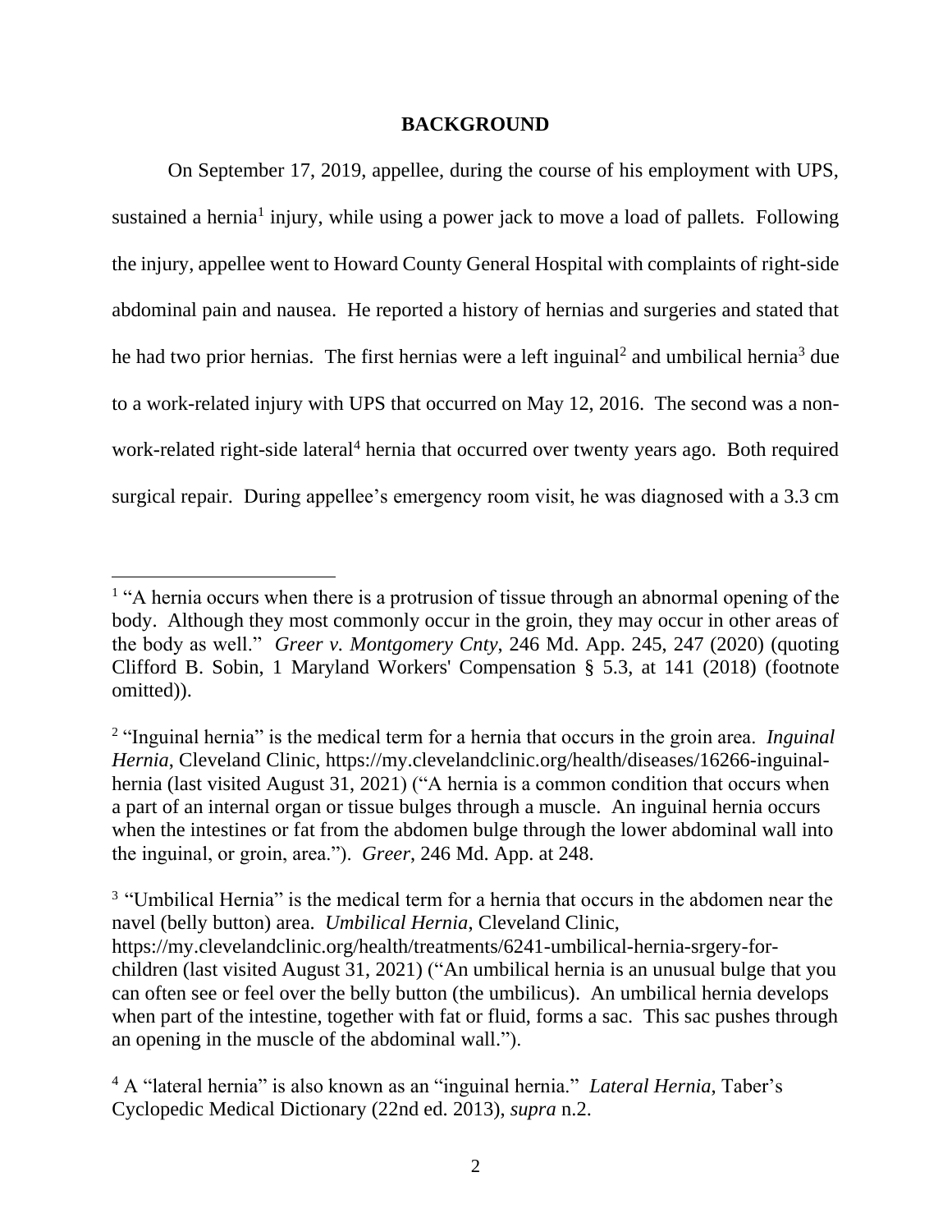## BACKGROUND

On September 17, 2019, appellee, during the course of his employment with UPS, sustained a hernia[1] injury, while using a power jack to move a load of pallets. Following the injury, appellee went to Howard County General Hospital with complaints of right-side abdominal pain and nausea. He reported a history of hernias and surgeries and stated that he had two prior hernias. The first hernias were a left inguinal[2] and umbilical hernia[3] due to a work-related injury with UPS that occurred on May 12, 2016. The second was a non-work-related right-side lateral[4] hernia that occurred over twenty years ago. Both required surgical repair. During appellee's emergency room visit, he was diagnosed with a 3.3 cm

---

[1] "A hernia occurs when there is a protrusion of tissue through an abnormal opening of the body. Although they most commonly occur in the groin, they may occur in other areas of the body as well." *Greer v. Montgomery Cnty*, 246 Md. App. 245, 247 (2020) (quoting Clifford B. Sobin, 1 Maryland Workers' Compensation § 5.3, at 141 (2018) (footnote omitted)).

[2] "Inguinal hernia" is the medical term for a hernia that occurs in the groin area. *Inguinal Hernia*, Cleveland Clinic, https://my.clevelandclinic.org/health/diseases/16266-inguinal-hernia (last visited August 31, 2021) ("A hernia is a common condition that occurs when a part of an internal organ or tissue bulges through a muscle. An inguinal hernia occurs when the intestines or fat from the abdomen bulge through the lower abdominal wall into the inguinal, or groin, area."). *Greer*, 246 Md. App. at 248.

[3] "Umbilical Hernia" is the medical term for a hernia that occurs in the abdomen near the navel (belly button) area. *Umbilical Hernia*, Cleveland Clinic, https://my.clevelandclinic.org/health/treatments/6241-umbilical-hernia-srgery-for-children (last visited August 31, 2021) ("An umbilical hernia is an unusual bulge that you can often see or feel over the belly button (the umbilicus). An umbilical hernia develops when part of the intestine, together with fat or fluid, forms a sac. This sac pushes through an opening in the muscle of the abdominal wall.").

[4] A "lateral hernia" is also known as an "inguinal hernia." *Lateral Hernia*, Taber's Cyclopedic Medical Dictionary (22nd ed. 2013), *supra* n.2.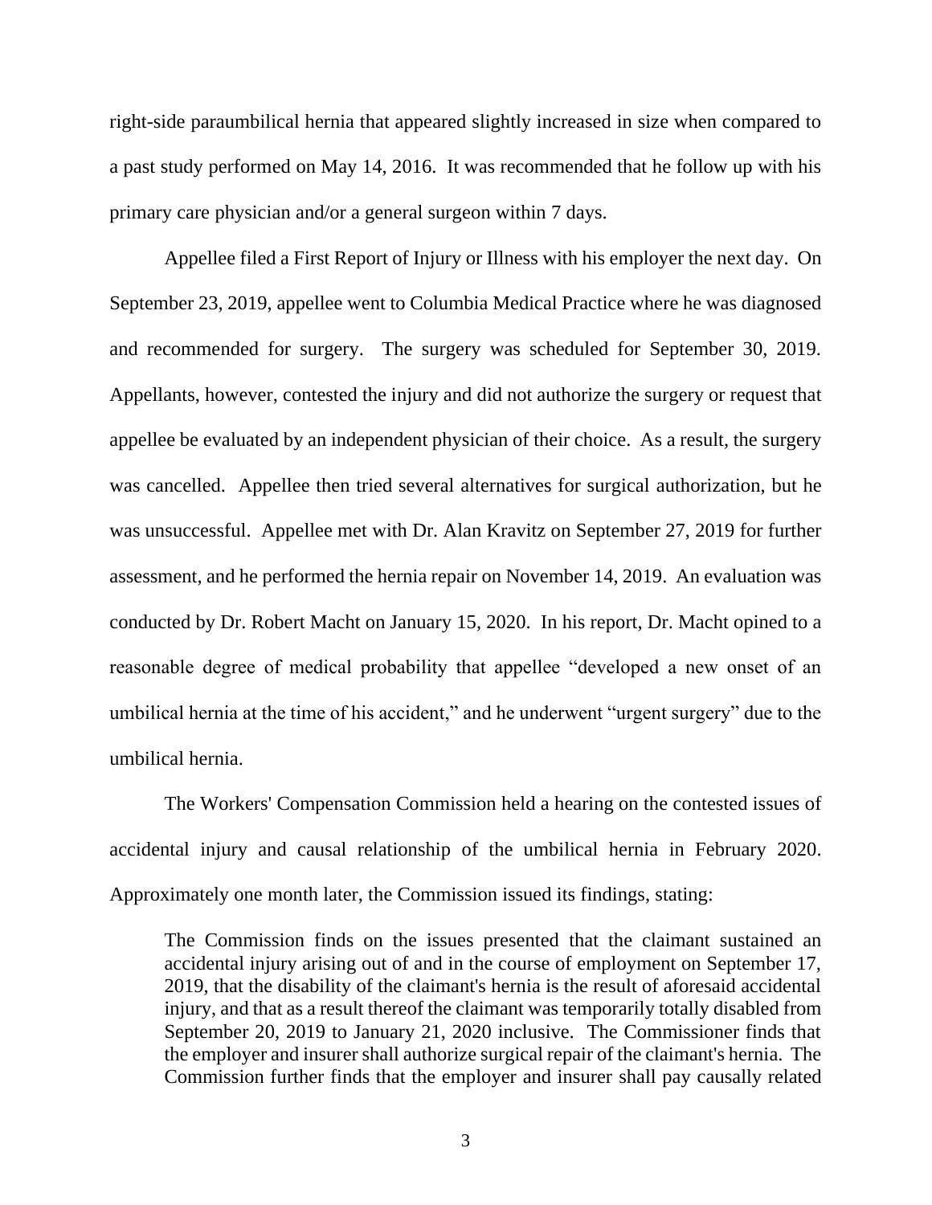right-side paraumbilical hernia that appeared slightly increased in size when compared to a past study performed on May 14, 2016. It was recommended that he follow up with his primary care physician and/or a general surgeon within 7 days.

Appellee filed a First Report of Injury or Illness with his employer the next day. On September 23, 2019, appellee went to Columbia Medical Practice where he was diagnosed and recommended for surgery. The surgery was scheduled for September 30, 2019. Appellants, however, contested the injury and did not authorize the surgery or request that appellee be evaluated by an independent physician of their choice. As a result, the surgery was cancelled. Appellee then tried several alternatives for surgical authorization, but he was unsuccessful. Appellee met with Dr. Alan Kravitz on September 27, 2019 for further assessment, and he performed the hernia repair on November 14, 2019. An evaluation was conducted by Dr. Robert Macht on January 15, 2020. In his report, Dr. Macht opined to a reasonable degree of medical probability that appellee "developed a new onset of an umbilical hernia at the time of his accident," and he underwent "urgent surgery" due to the umbilical hernia.

The Workers' Compensation Commission held a hearing on the contested issues of accidental injury and causal relationship of the umbilical hernia in February 2020. Approximately one month later, the Commission issued its findings, stating:

> The Commission finds on the issues presented that the claimant sustained an accidental injury arising out of and in the course of employment on September 17, 2019, that the disability of the claimant's hernia is the result of aforesaid accidental injury, and that as a result thereof the claimant was temporarily totally disabled from September 20, 2019 to January 21, 2020 inclusive. The Commissioner finds that the employer and insurer shall authorize surgical repair of the claimant's hernia. The Commission further finds that the employer and insurer shall pay causally related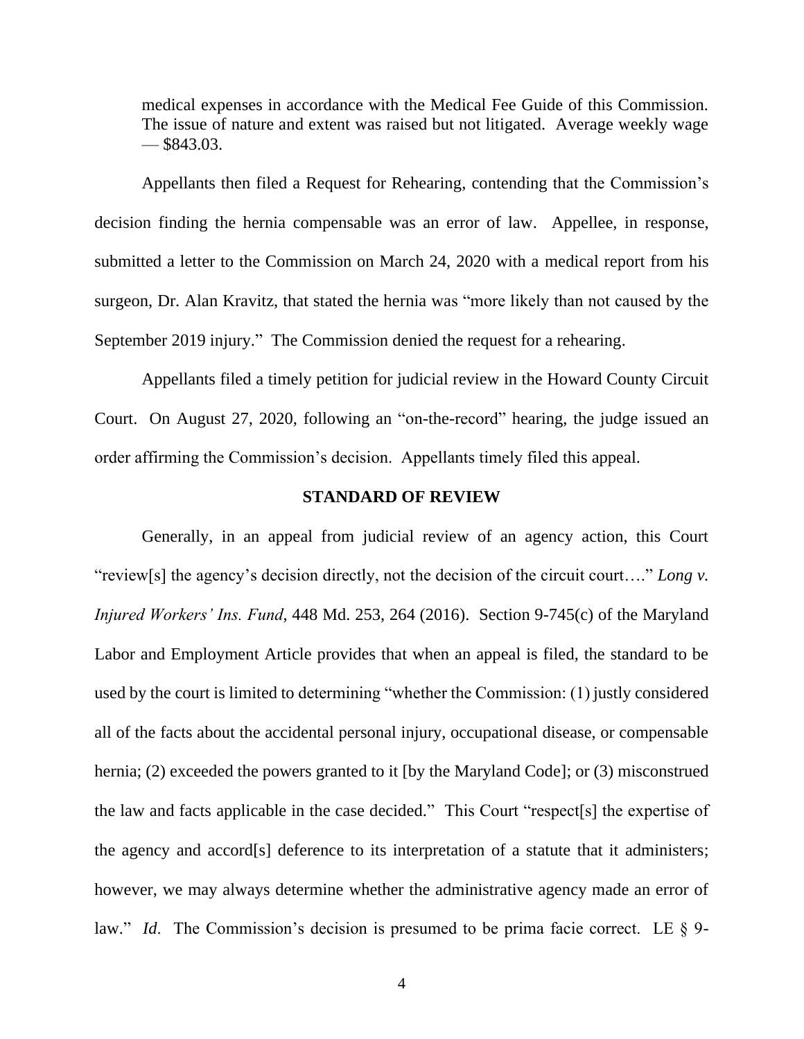medical expenses in accordance with the Medical Fee Guide of this Commission. The issue of nature and extent was raised but not litigated. Average weekly wage — $843.03.

Appellants then filed a Request for Rehearing, contending that the Commission's decision finding the hernia compensable was an error of law. Appellee, in response, submitted a letter to the Commission on March 24, 2020 with a medical report from his surgeon, Dr. Alan Kravitz, that stated the hernia was "more likely than not caused by the September 2019 injury." The Commission denied the request for a rehearing.

Appellants filed a timely petition for judicial review in the Howard County Circuit Court. On August 27, 2020, following an "on-the-record" hearing, the judge issued an order affirming the Commission's decision. Appellants timely filed this appeal.

## STANDARD OF REVIEW

Generally, in an appeal from judicial review of an agency action, this Court "review[s] the agency's decision directly, not the decision of the circuit court…." *Long v. Injured Workers' Ins. Fund*, 448 Md. 253, 264 (2016). Section 9-745(c) of the Maryland Labor and Employment Article provides that when an appeal is filed, the standard to be used by the court is limited to determining "whether the Commission: (1) justly considered all of the facts about the accidental personal injury, occupational disease, or compensable hernia; (2) exceeded the powers granted to it [by the Maryland Code]; or (3) misconstrued the law and facts applicable in the case decided." This Court "respect[s] the expertise of the agency and accord[s] deference to its interpretation of a statute that it administers; however, we may always determine whether the administrative agency made an error of law." *Id*. The Commission's decision is presumed to be prima facie correct. LE § 9-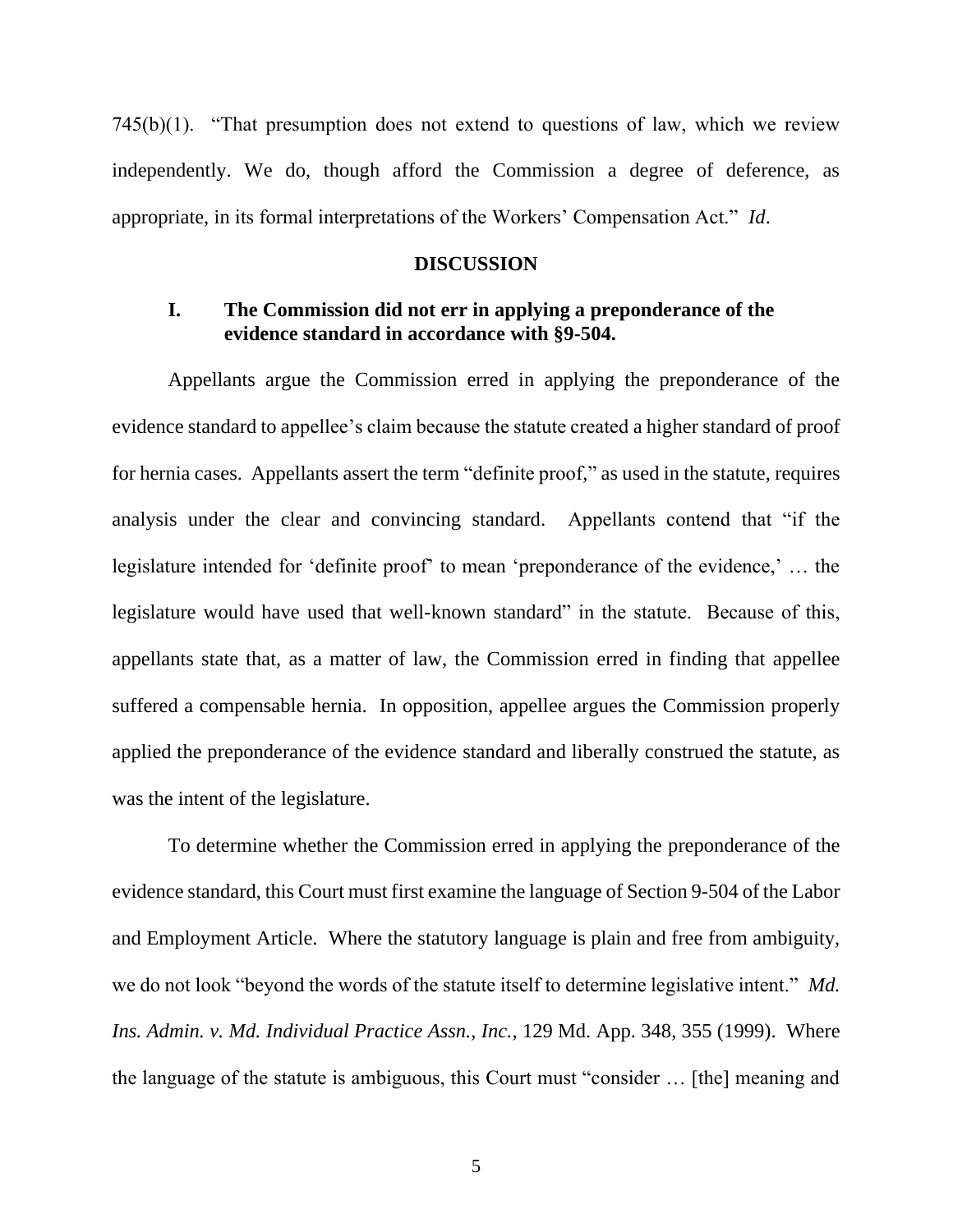745(b)(1). "That presumption does not extend to questions of law, which we review independently. We do, though afford the Commission a degree of deference, as appropriate, in its formal interpretations of the Workers' Compensation Act." *Id*.

## DISCUSSION

### I. The Commission did not err in applying a preponderance of the evidence standard in accordance with §9-504.

Appellants argue the Commission erred in applying the preponderance of the evidence standard to appellee's claim because the statute created a higher standard of proof for hernia cases. Appellants assert the term "definite proof," as used in the statute, requires analysis under the clear and convincing standard. Appellants contend that "if the legislature intended for 'definite proof' to mean 'preponderance of the evidence,' … the legislature would have used that well-known standard" in the statute. Because of this, appellants state that, as a matter of law, the Commission erred in finding that appellee suffered a compensable hernia. In opposition, appellee argues the Commission properly applied the preponderance of the evidence standard and liberally construed the statute, as was the intent of the legislature.

To determine whether the Commission erred in applying the preponderance of the evidence standard, this Court must first examine the language of Section 9-504 of the Labor and Employment Article. Where the statutory language is plain and free from ambiguity, we do not look "beyond the words of the statute itself to determine legislative intent." *Md. Ins. Admin. v. Md. Individual Practice Assn., Inc.*, 129 Md. App. 348, 355 (1999). Where the language of the statute is ambiguous, this Court must "consider … [the] meaning and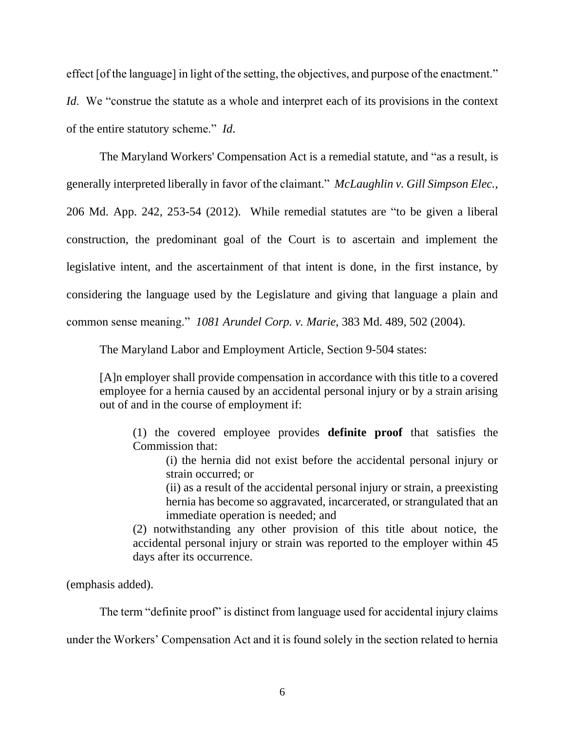effect [of the language] in light of the setting, the objectives, and purpose of the enactment." *Id*. We "construe the statute as a whole and interpret each of its provisions in the context of the entire statutory scheme." *Id*.

The Maryland Workers' Compensation Act is a remedial statute, and "as a result, is generally interpreted liberally in favor of the claimant." *McLaughlin v. Gill Simpson Elec.*, 206 Md. App. 242, 253-54 (2012). While remedial statutes are "to be given a liberal construction, the predominant goal of the Court is to ascertain and implement the legislative intent, and the ascertainment of that intent is done, in the first instance, by considering the language used by the Legislature and giving that language a plain and common sense meaning." *1081 Arundel Corp. v. Marie*, 383 Md. 489, 502 (2004).

The Maryland Labor and Employment Article, Section 9-504 states:

> [A]n employer shall provide compensation in accordance with this title to a covered employee for a hernia caused by an accidental personal injury or by a strain arising out of and in the course of employment if:
>
> (1) the covered employee provides **definite proof** that satisfies the Commission that:
>
> (i) the hernia did not exist before the accidental personal injury or strain occurred; or
>
> (ii) as a result of the accidental personal injury or strain, a preexisting hernia has become so aggravated, incarcerated, or strangulated that an immediate operation is needed; and
>
> (2) notwithstanding any other provision of this title about notice, the accidental personal injury or strain was reported to the employer within 45 days after its occurrence.

(emphasis added).

The term "definite proof" is distinct from language used for accidental injury claims under the Workers' Compensation Act and it is found solely in the section related to hernia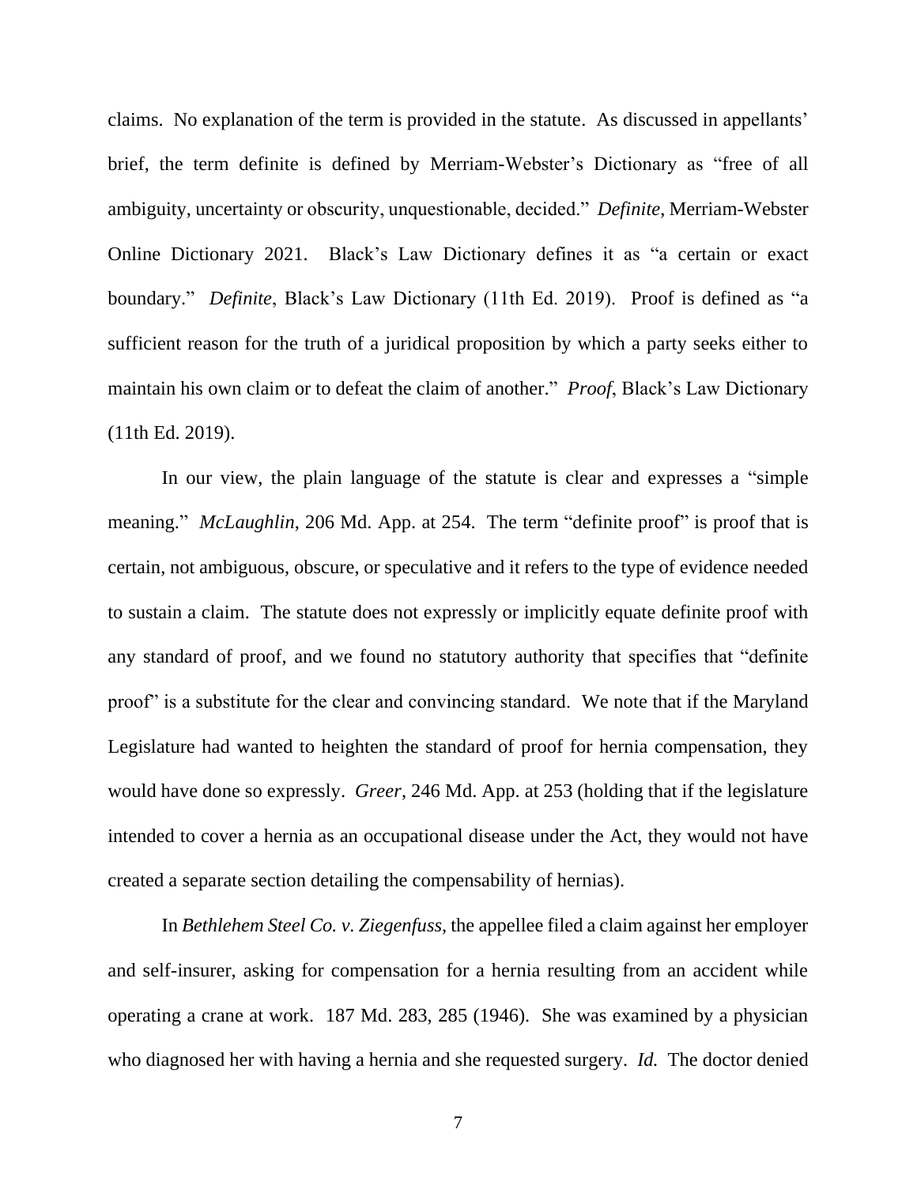claims. No explanation of the term is provided in the statute. As discussed in appellants' brief, the term definite is defined by Merriam-Webster's Dictionary as "free of all ambiguity, uncertainty or obscurity, unquestionable, decided." *Definite,* Merriam-Webster Online Dictionary 2021. Black's Law Dictionary defines it as "a certain or exact boundary." *Definite*, Black's Law Dictionary (11th Ed. 2019). Proof is defined as "a sufficient reason for the truth of a juridical proposition by which a party seeks either to maintain his own claim or to defeat the claim of another." *Proof*, Black's Law Dictionary (11th Ed. 2019).

In our view, the plain language of the statute is clear and expresses a "simple meaning." *McLaughlin*, 206 Md. App. at 254. The term "definite proof" is proof that is certain, not ambiguous, obscure, or speculative and it refers to the type of evidence needed to sustain a claim. The statute does not expressly or implicitly equate definite proof with any standard of proof, and we found no statutory authority that specifies that "definite proof" is a substitute for the clear and convincing standard. We note that if the Maryland Legislature had wanted to heighten the standard of proof for hernia compensation, they would have done so expressly. *Greer*, 246 Md. App. at 253 (holding that if the legislature intended to cover a hernia as an occupational disease under the Act, they would not have created a separate section detailing the compensability of hernias).

In *Bethlehem Steel Co. v. Ziegenfuss*, the appellee filed a claim against her employer and self-insurer, asking for compensation for a hernia resulting from an accident while operating a crane at work. 187 Md. 283, 285 (1946). She was examined by a physician who diagnosed her with having a hernia and she requested surgery. *Id.* The doctor denied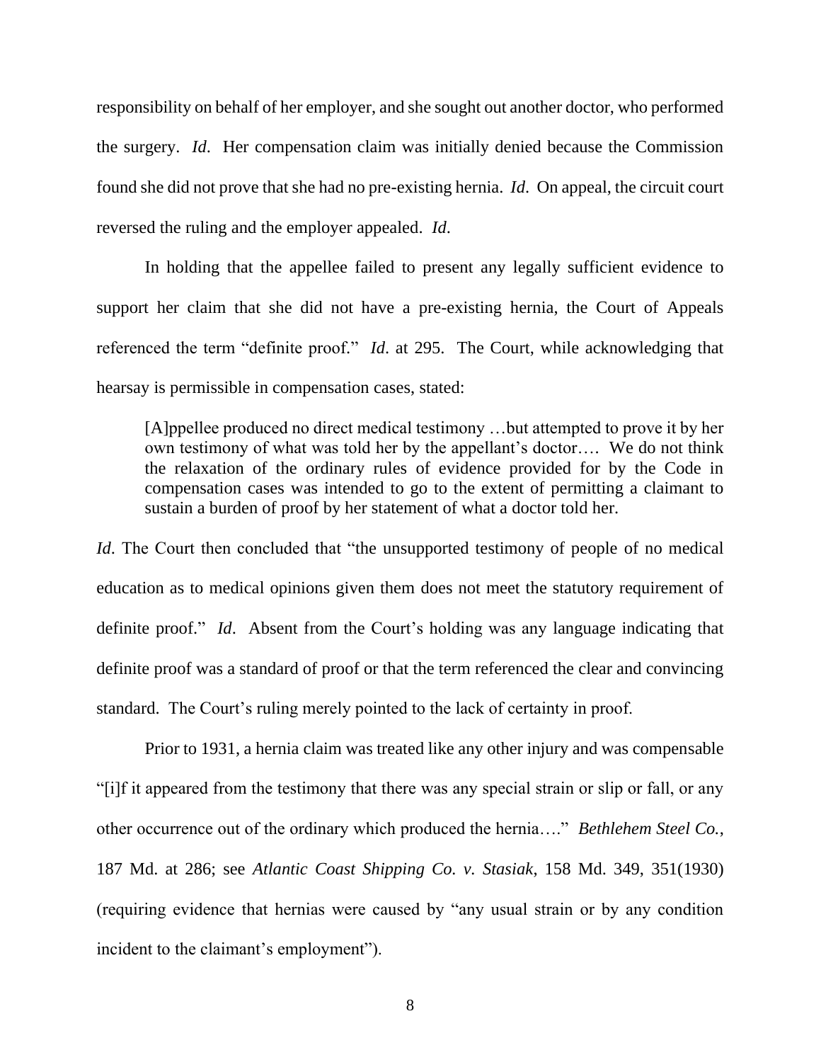responsibility on behalf of her employer, and she sought out another doctor, who performed the surgery. *Id*. Her compensation claim was initially denied because the Commission found she did not prove that she had no pre-existing hernia. *Id*. On appeal, the circuit court reversed the ruling and the employer appealed. *Id*.

In holding that the appellee failed to present any legally sufficient evidence to support her claim that she did not have a pre-existing hernia, the Court of Appeals referenced the term "definite proof." *Id*. at 295. The Court, while acknowledging that hearsay is permissible in compensation cases, stated:

> [A]ppellee produced no direct medical testimony …but attempted to prove it by her own testimony of what was told her by the appellant's doctor…. We do not think the relaxation of the ordinary rules of evidence provided for by the Code in compensation cases was intended to go to the extent of permitting a claimant to sustain a burden of proof by her statement of what a doctor told her.

*Id*. The Court then concluded that "the unsupported testimony of people of no medical education as to medical opinions given them does not meet the statutory requirement of definite proof." *Id*. Absent from the Court's holding was any language indicating that definite proof was a standard of proof or that the term referenced the clear and convincing standard. The Court's ruling merely pointed to the lack of certainty in proof.

Prior to 1931, a hernia claim was treated like any other injury and was compensable "[i]f it appeared from the testimony that there was any special strain or slip or fall, or any other occurrence out of the ordinary which produced the hernia…." *Bethlehem Steel Co.*, 187 Md. at 286; see *Atlantic Coast Shipping Co. v. Stasiak*, 158 Md. 349, 351(1930) (requiring evidence that hernias were caused by "any usual strain or by any condition incident to the claimant's employment").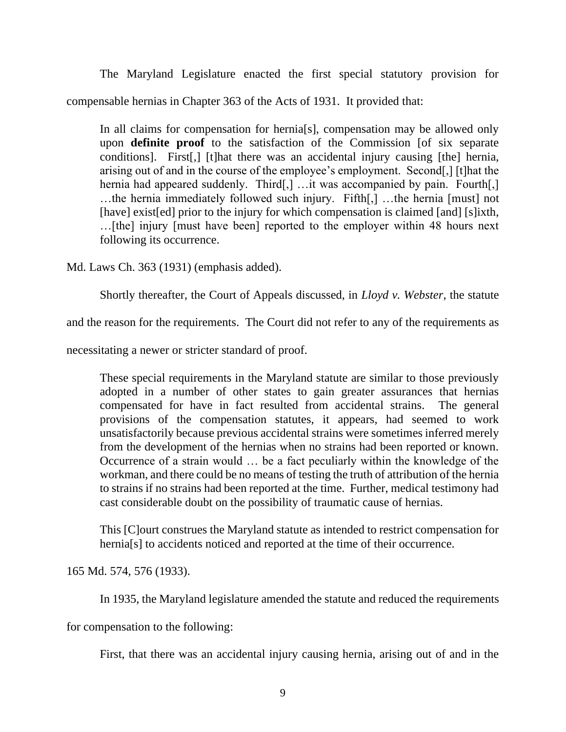The Maryland Legislature enacted the first special statutory provision for compensable hernias in Chapter 363 of the Acts of 1931. It provided that:

> In all claims for compensation for hernia[s], compensation may be allowed only upon **definite proof** to the satisfaction of the Commission [of six separate conditions]. First[,] [t]hat there was an accidental injury causing [the] hernia, arising out of and in the course of the employee's employment. Second[,] [t]hat the hernia had appeared suddenly. Third[,] …it was accompanied by pain. Fourth[,] …the hernia immediately followed such injury. Fifth[,] …the hernia [must] not [have] exist[ed] prior to the injury for which compensation is claimed [and] [s]ixth, …[the] injury [must have been] reported to the employer within 48 hours next following its occurrence.

Md. Laws Ch. 363 (1931) (emphasis added).

Shortly thereafter, the Court of Appeals discussed, in *Lloyd v. Webster*, the statute and the reason for the requirements. The Court did not refer to any of the requirements as necessitating a newer or stricter standard of proof.

> These special requirements in the Maryland statute are similar to those previously adopted in a number of other states to gain greater assurances that hernias compensated for have in fact resulted from accidental strains. The general provisions of the compensation statutes, it appears, had seemed to work unsatisfactorily because previous accidental strains were sometimes inferred merely from the development of the hernias when no strains had been reported or known. Occurrence of a strain would … be a fact peculiarly within the knowledge of the workman, and there could be no means of testing the truth of attribution of the hernia to strains if no strains had been reported at the time. Further, medical testimony had cast considerable doubt on the possibility of traumatic cause of hernias.
>
> This [C]ourt construes the Maryland statute as intended to restrict compensation for hernia[s] to accidents noticed and reported at the time of their occurrence.

165 Md. 574, 576 (1933).

In 1935, the Maryland legislature amended the statute and reduced the requirements for compensation to the following:

> First, that there was an accidental injury causing hernia, arising out of and in the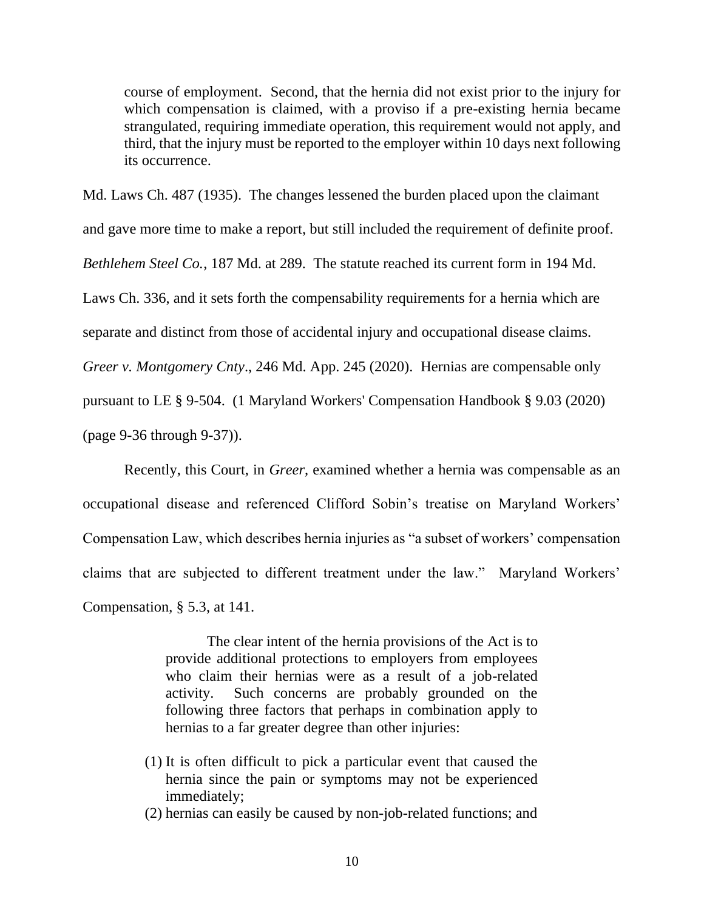> course of employment. Second, that the hernia did not exist prior to the injury for which compensation is claimed, with a proviso if a pre-existing hernia became strangulated, requiring immediate operation, this requirement would not apply, and third, that the injury must be reported to the employer within 10 days next following its occurrence.

Md. Laws Ch. 487 (1935). The changes lessened the burden placed upon the claimant and gave more time to make a report, but still included the requirement of definite proof. *Bethlehem Steel Co.*, 187 Md. at 289. The statute reached its current form in 194 Md. Laws Ch. 336, and it sets forth the compensability requirements for a hernia which are separate and distinct from those of accidental injury and occupational disease claims. *Greer v. Montgomery Cnty*., 246 Md. App. 245 (2020). Hernias are compensable only pursuant to LE § 9-504. (1 Maryland Workers' Compensation Handbook § 9.03 (2020) (page 9-36 through 9-37)).

Recently, this Court, in *Greer*, examined whether a hernia was compensable as an occupational disease and referenced Clifford Sobin's treatise on Maryland Workers' Compensation Law, which describes hernia injuries as "a subset of workers' compensation claims that are subjected to different treatment under the law." Maryland Workers' Compensation, § 5.3, at 141.

> The clear intent of the hernia provisions of the Act is to provide additional protections to employers from employees who claim their hernias were as a result of a job-related activity. Such concerns are probably grounded on the following three factors that perhaps in combination apply to hernias to a far greater degree than other injuries:
>
> (1) It is often difficult to pick a particular event that caused the hernia since the pain or symptoms may not be experienced immediately;
> (2) hernias can easily be caused by non-job-related functions; and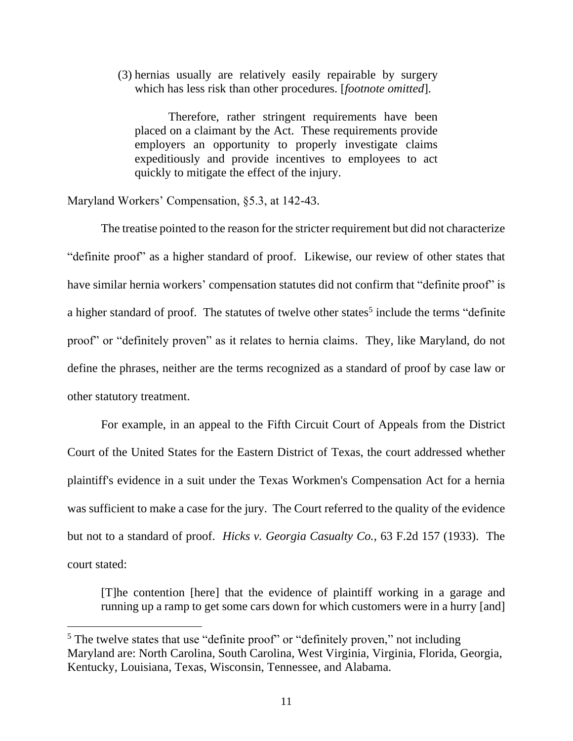> (3) hernias usually are relatively easily repairable by surgery which has less risk than other procedures. [*footnote omitted*].
>
> Therefore, rather stringent requirements have been placed on a claimant by the Act. These requirements provide employers an opportunity to properly investigate claims expeditiously and provide incentives to employees to act quickly to mitigate the effect of the injury.

Maryland Workers' Compensation, §5.3, at 142-43.

The treatise pointed to the reason for the stricter requirement but did not characterize "definite proof" as a higher standard of proof. Likewise, our review of other states that have similar hernia workers' compensation statutes did not confirm that "definite proof" is a higher standard of proof. The statutes of twelve other states[5] include the terms "definite proof" or "definitely proven" as it relates to hernia claims. They, like Maryland, do not define the phrases, neither are the terms recognized as a standard of proof by case law or other statutory treatment.

For example, in an appeal to the Fifth Circuit Court of Appeals from the District Court of the United States for the Eastern District of Texas, the court addressed whether plaintiff's evidence in a suit under the Texas Workmen's Compensation Act for a hernia was sufficient to make a case for the jury. The Court referred to the quality of the evidence but not to a standard of proof. *Hicks v. Georgia Casualty Co.*, 63 F.2d 157 (1933). The court stated:

> [T]he contention [here] that the evidence of plaintiff working in a garage and running up a ramp to get some cars down for which customers were in a hurry [and]

[5] The twelve states that use "definite proof" or "definitely proven," not including Maryland are: North Carolina, South Carolina, West Virginia, Virginia, Florida, Georgia, Kentucky, Louisiana, Texas, Wisconsin, Tennessee, and Alabama.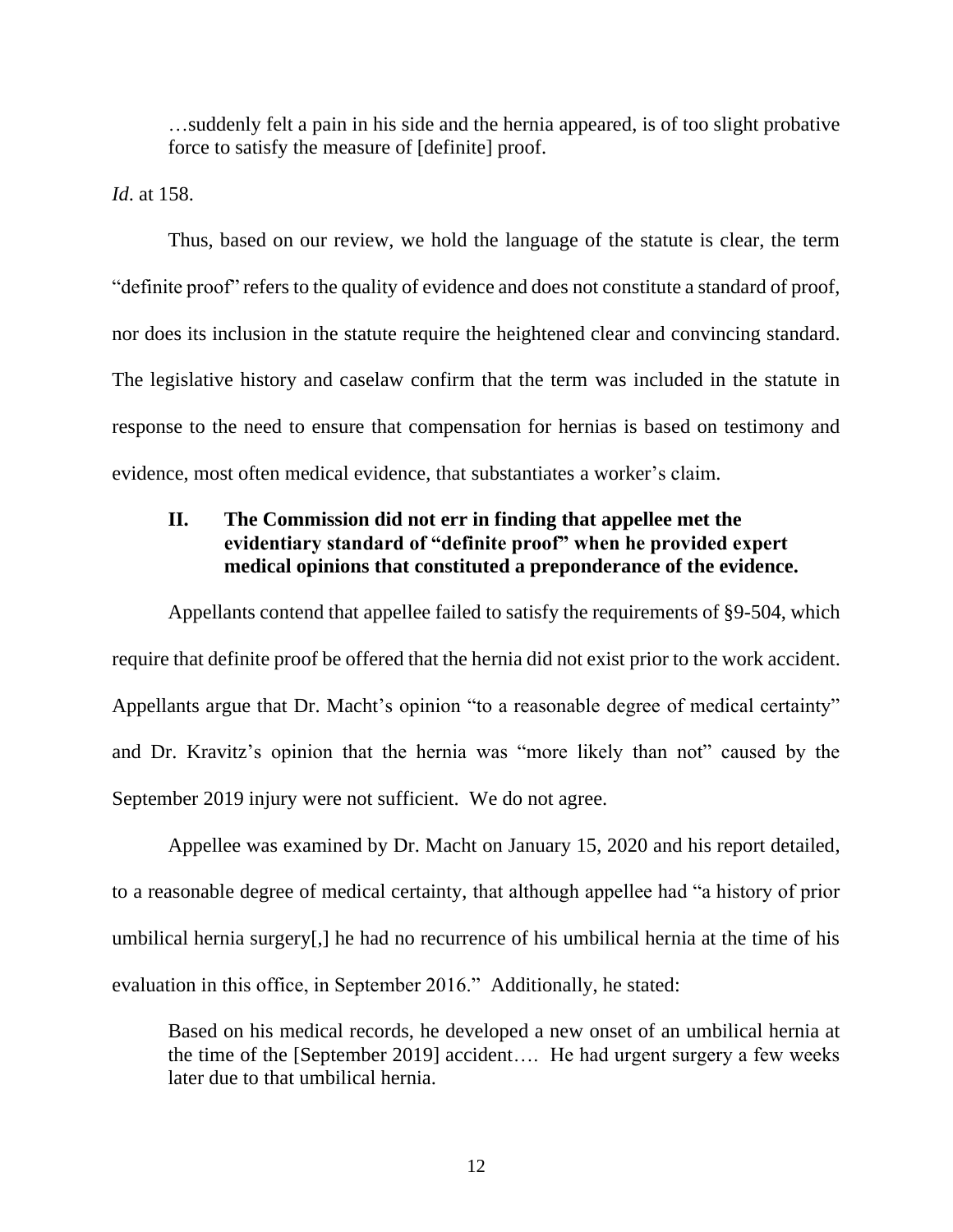> …suddenly felt a pain in his side and the hernia appeared, is of too slight probative force to satisfy the measure of [definite] proof.

*Id*. at 158.

Thus, based on our review, we hold the language of the statute is clear, the term "definite proof" refers to the quality of evidence and does not constitute a standard of proof, nor does its inclusion in the statute require the heightened clear and convincing standard. The legislative history and caselaw confirm that the term was included in the statute in response to the need to ensure that compensation for hernias is based on testimony and evidence, most often medical evidence, that substantiates a worker's claim.

## II. The Commission did not err in finding that appellee met the evidentiary standard of "definite proof" when he provided expert medical opinions that constituted a preponderance of the evidence.

Appellants contend that appellee failed to satisfy the requirements of §9-504, which require that definite proof be offered that the hernia did not exist prior to the work accident. Appellants argue that Dr. Macht's opinion "to a reasonable degree of medical certainty" and Dr. Kravitz's opinion that the hernia was "more likely than not" caused by the September 2019 injury were not sufficient. We do not agree.

Appellee was examined by Dr. Macht on January 15, 2020 and his report detailed, to a reasonable degree of medical certainty, that although appellee had "a history of prior umbilical hernia surgery[,] he had no recurrence of his umbilical hernia at the time of his evaluation in this office, in September 2016." Additionally, he stated:

> Based on his medical records, he developed a new onset of an umbilical hernia at the time of the [September 2019] accident…. He had urgent surgery a few weeks later due to that umbilical hernia.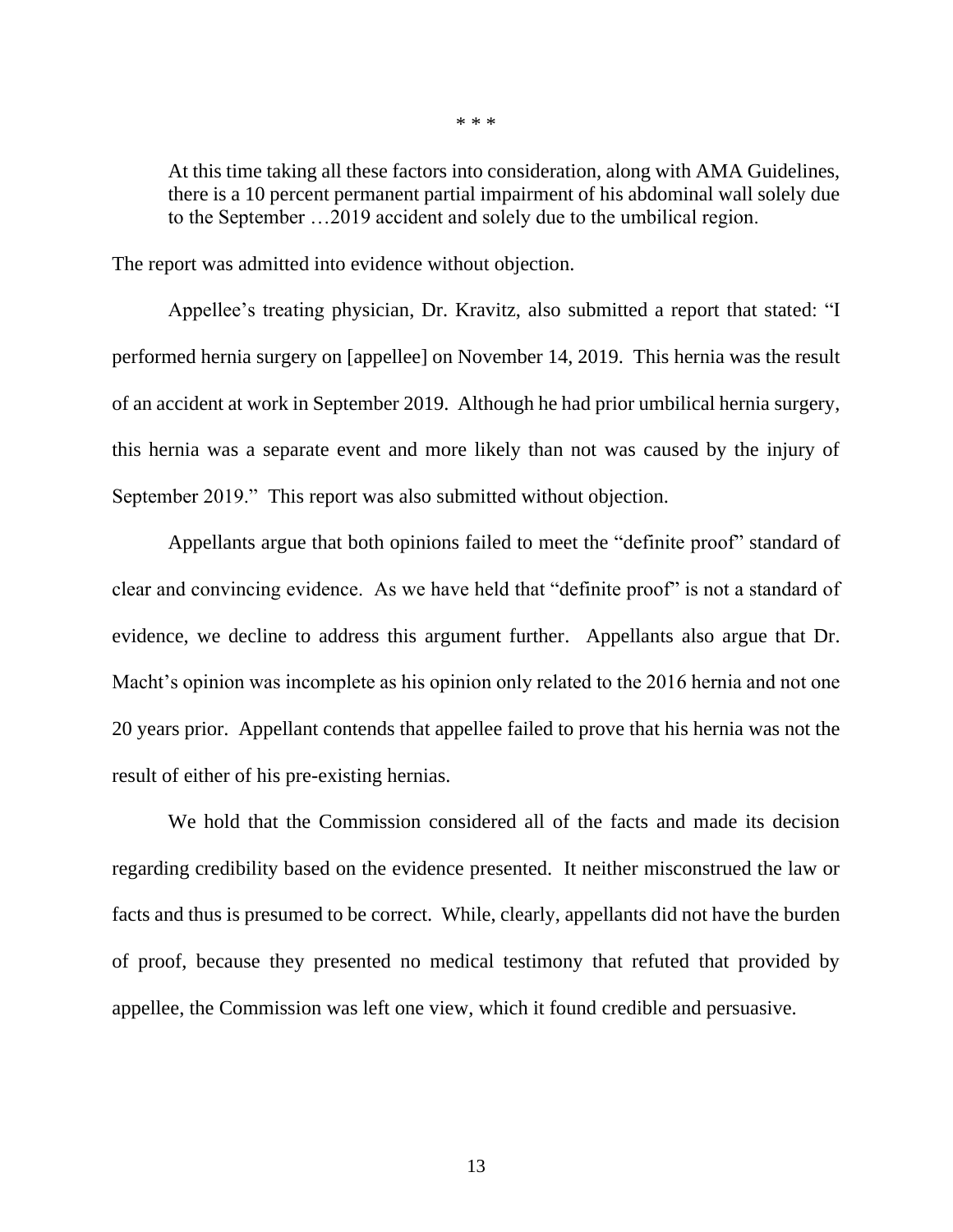\* \* \*

> At this time taking all these factors into consideration, along with AMA Guidelines, there is a 10 percent permanent partial impairment of his abdominal wall solely due to the September …2019 accident and solely due to the umbilical region.

The report was admitted into evidence without objection.

Appellee's treating physician, Dr. Kravitz, also submitted a report that stated: "I performed hernia surgery on [appellee] on November 14, 2019. This hernia was the result of an accident at work in September 2019. Although he had prior umbilical hernia surgery, this hernia was a separate event and more likely than not was caused by the injury of September 2019." This report was also submitted without objection.

Appellants argue that both opinions failed to meet the "definite proof" standard of clear and convincing evidence. As we have held that "definite proof" is not a standard of evidence, we decline to address this argument further. Appellants also argue that Dr. Macht's opinion was incomplete as his opinion only related to the 2016 hernia and not one 20 years prior. Appellant contends that appellee failed to prove that his hernia was not the result of either of his pre-existing hernias.

We hold that the Commission considered all of the facts and made its decision regarding credibility based on the evidence presented. It neither misconstrued the law or facts and thus is presumed to be correct. While, clearly, appellants did not have the burden of proof, because they presented no medical testimony that refuted that provided by appellee, the Commission was left one view, which it found credible and persuasive.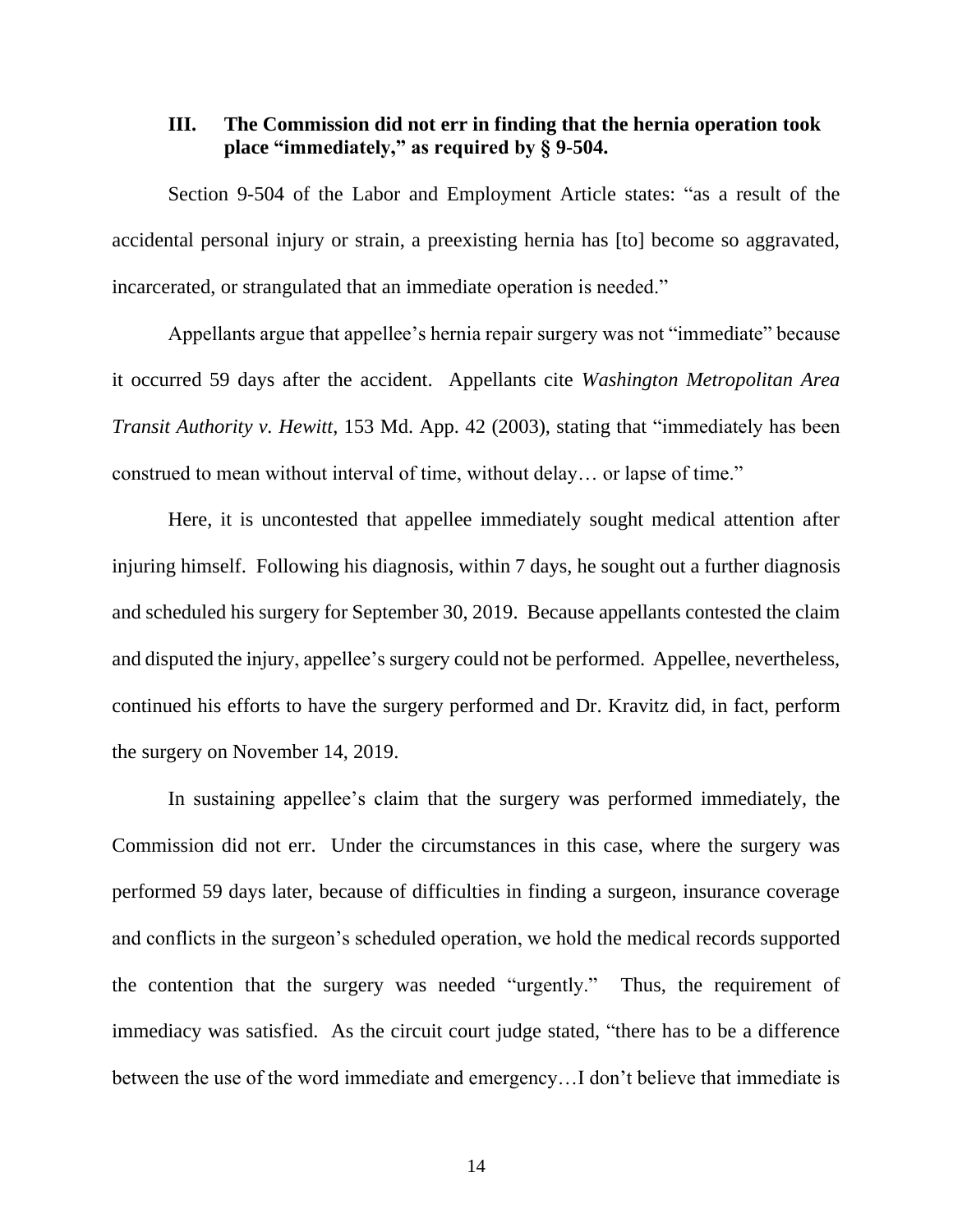### III. The Commission did not err in finding that the hernia operation took place "immediately," as required by § 9-504.

Section 9-504 of the Labor and Employment Article states: "as a result of the accidental personal injury or strain, a preexisting hernia has [to] become so aggravated, incarcerated, or strangulated that an immediate operation is needed."

Appellants argue that appellee's hernia repair surgery was not "immediate" because it occurred 59 days after the accident. Appellants cite *Washington Metropolitan Area Transit Authority v. Hewitt*, 153 Md. App. 42 (2003), stating that "immediately has been construed to mean without interval of time, without delay… or lapse of time."

Here, it is uncontested that appellee immediately sought medical attention after injuring himself. Following his diagnosis, within 7 days, he sought out a further diagnosis and scheduled his surgery for September 30, 2019. Because appellants contested the claim and disputed the injury, appellee's surgery could not be performed. Appellee, nevertheless, continued his efforts to have the surgery performed and Dr. Kravitz did, in fact, perform the surgery on November 14, 2019.

In sustaining appellee's claim that the surgery was performed immediately, the Commission did not err. Under the circumstances in this case, where the surgery was performed 59 days later, because of difficulties in finding a surgeon, insurance coverage and conflicts in the surgeon's scheduled operation, we hold the medical records supported the contention that the surgery was needed "urgently." Thus, the requirement of immediacy was satisfied. As the circuit court judge stated, "there has to be a difference between the use of the word immediate and emergency…I don't believe that immediate is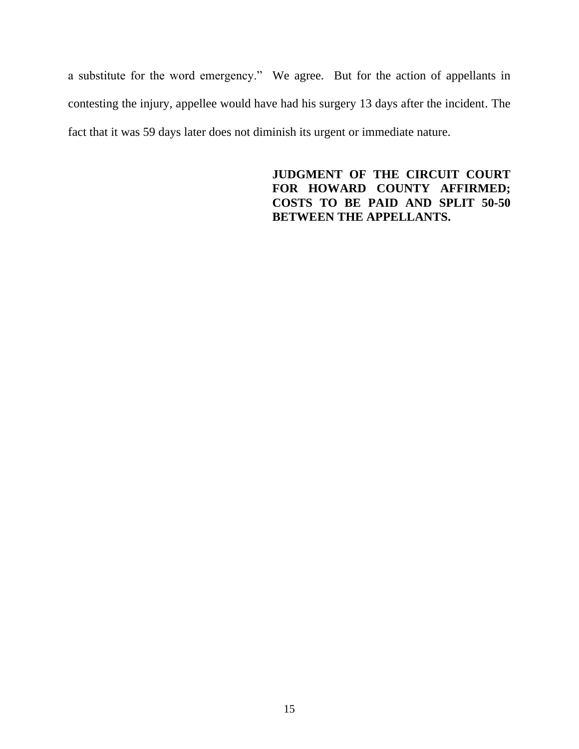a substitute for the word emergency." We agree. But for the action of appellants in contesting the injury, appellee would have had his surgery 13 days after the incident. The fact that it was 59 days later does not diminish its urgent or immediate nature.

**JUDGMENT OF THE CIRCUIT COURT FOR HOWARD COUNTY AFFIRMED; COSTS TO BE PAID AND SPLIT 50-50 BETWEEN THE APPELLANTS.**